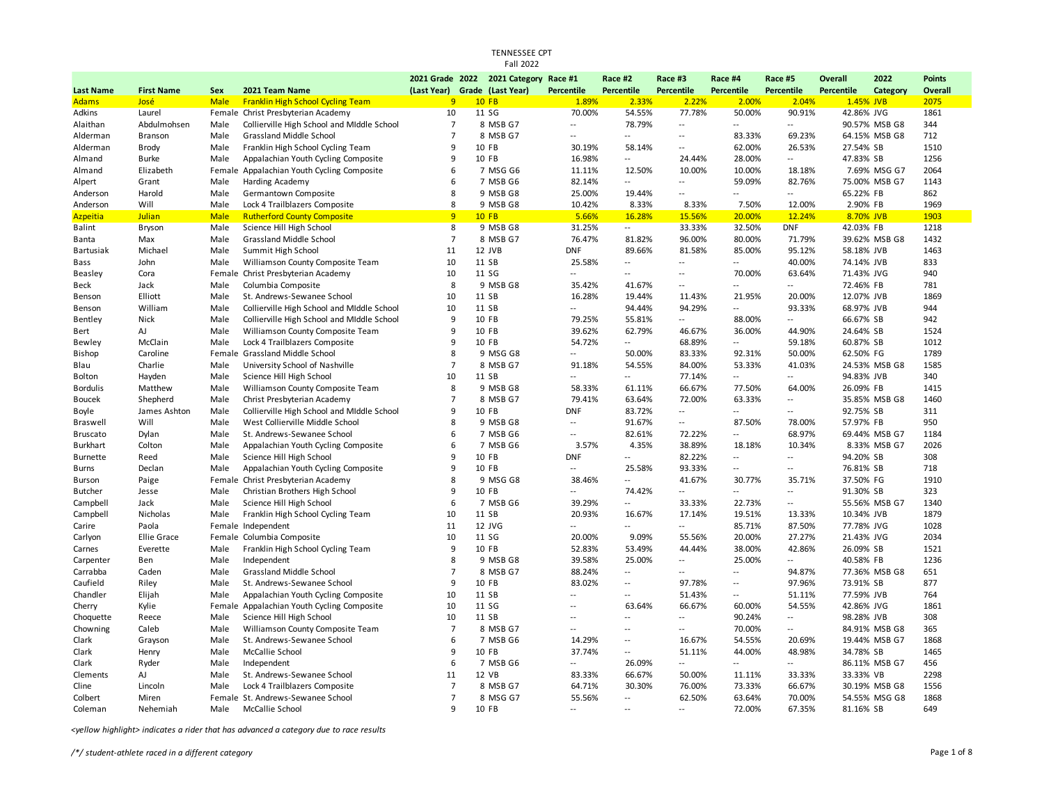# TENNESSEE CPT

## Fall 2022

| Last Name | First Name | Sex | 2021 Team Name | 2021 Grade (Last Year) | 2022 Grade | 2021 Category (Last Year) | Race #1 Percentile | Race #2 Percentile | Race #3 Percentile | Race #4 Percentile | Race #5 Percentile | Overall Percentile | 2022 Category | Points Overall |
|---|---|---|---|---|---|---|---|---|---|---|---|---|---|---|
| Adams | José | Male | Franklin High School Cycling Team | 9 | 10 | FB | 1.89% | 2.33% | 2.22% | 2.00% | 2.04% | 1.45% | JVB | 2075 |
| Adkins | Laurel | Female | Christ Presbyterian Academy | 10 | 11 | SG | 70.00% | 54.55% | 77.78% | 50.00% | 90.91% | 42.86% | JVG | 1861 |
| Alaithan | Abdulmohsen | Male | Collierville High School and MIddle School | 7 | 8 | MSB G7 | -- | 78.79% | -- | -- | -- | 90.57% | MSB G8 | 344 |
| Alderman | Branson | Male | Grassland Middle School | 7 | 8 | MSB G7 | -- | -- | -- | 83.33% | 69.23% | 64.15% | MSB G8 | 712 |
| Alderman | Brody | Male | Franklin High School Cycling Team | 9 | 10 | FB | 30.19% | 58.14% | -- | 62.00% | 26.53% | 27.54% | SB | 1510 |
| Almand | Burke | Male | Appalachian Youth Cycling Composite | 9 | 10 | FB | 16.98% | -- | 24.44% | 28.00% | -- | 47.83% | SB | 1256 |
| Almand | Elizabeth | Female | Appalachian Youth Cycling Composite | 6 | 7 | MSG G6 | 11.11% | 12.50% | 10.00% | 10.00% | 18.18% | 7.69% | MSG G7 | 2064 |
| Alpert | Grant | Male | Harding Academy | 6 | 7 | MSB G6 | 82.14% | -- | -- | 59.09% | 82.76% | 75.00% | MSB G7 | 1143 |
| Anderson | Harold | Male | Germantown Composite | 8 | 9 | MSB G8 | 25.00% | 19.44% | -- | -- | -- | 65.22% | FB | 862 |
| Anderson | Will | Male | Lock 4 Trailblazers Composite | 8 | 9 | MSB G8 | 10.42% | 8.33% | 8.33% | 7.50% | 12.00% | 2.90% | FB | 1969 |
| Azpeitia | Julian | Male | Rutherford County Composite | 9 | 10 | FB | 5.66% | 16.28% | 15.56% | 20.00% | 12.24% | 8.70% | JVB | 1903 |
| Balint | Bryson | Male | Science Hill High School | 8 | 9 | MSB G8 | 31.25% | -- | 33.33% | 32.50% | DNF | 42.03% | FB | 1218 |
| Banta | Max | Male | Grassland Middle School | 7 | 8 | MSB G7 | 76.47% | 81.82% | 96.00% | 80.00% | 71.79% | 39.62% | MSB G8 | 1432 |
| Bartusiak | Michael | Male | Summit High School | 11 | 12 | JVB | DNF | 89.66% | 81.58% | 85.00% | 95.12% | 58.18% | JVB | 1463 |
| Bass | John | Male | Williamson County Composite Team | 10 | 11 | SB | 25.58% | -- | -- | -- | 40.00% | 74.14% | JVB | 833 |
| Beasley | Cora | Female | Christ Presbyterian Academy | 10 | 11 | SG | -- | -- | -- | 70.00% | 63.64% | 71.43% | JVG | 940 |
| Beck | Jack | Male | Columbia Composite | 8 | 9 | MSB G8 | 35.42% | 41.67% | -- | -- | -- | 72.46% | FB | 781 |
| Benson | Elliott | Male | St. Andrews-Sewanee School | 10 | 11 | SB | 16.28% | 19.44% | 11.43% | 21.95% | 20.00% | 12.07% | JVB | 1869 |
| Benson | William | Male | Collierville High School and MIddle School | 10 | 11 | SB | -- | 94.44% | 94.29% | -- | 93.33% | 68.97% | JVB | 944 |
| Bentley | Nick | Male | Collierville High School and MIddle School | 9 | 10 | FB | 79.25% | 55.81% | -- | 88.00% | -- | 66.67% | SB | 942 |
| Bert | AJ | Male | Williamson County Composite Team | 9 | 10 | FB | 39.62% | 62.79% | 46.67% | 36.00% | 44.90% | 24.64% | SB | 1524 |
| Bewley | McClain | Male | Lock 4 Trailblazers Composite | 9 | 10 | FB | 54.72% | -- | 68.89% | -- | 59.18% | 60.87% | SB | 1012 |
| Bishop | Caroline | Female | Grassland Middle School | 8 | 9 | MSG G8 | -- | 50.00% | 83.33% | 92.31% | 50.00% | 62.50% | FG | 1789 |
| Blau | Charlie | Male | University School of Nashville | 7 | 8 | MSB G7 | 91.18% | 54.55% | 84.00% | 53.33% | 41.03% | 24.53% | MSB G8 | 1585 |
| Bolton | Hayden | Male | Science Hill High School | 10 | 11 | SB | -- | -- | 77.14% | -- | -- | 94.83% | JVB | 340 |
| Bordulis | Matthew | Male | Williamson County Composite Team | 8 | 9 | MSB G8 | 58.33% | 61.11% | 66.67% | 77.50% | 64.00% | 26.09% | FB | 1415 |
| Boucek | Shepherd | Male | Christ Presbyterian Academy | 7 | 8 | MSB G7 | 79.41% | 63.64% | 72.00% | 63.33% | -- | 35.85% | MSB G8 | 1460 |
| Boyle | James Ashton | Male | Collierville High School and MIddle School | 9 | 10 | FB | DNF | 83.72% | -- | -- | -- | 92.75% | SB | 311 |
| Braswell | Will | Male | West Collierville Middle School | 8 | 9 | MSB G8 | -- | 91.67% | -- | 87.50% | 78.00% | 57.97% | FB | 950 |
| Bruscato | Dylan | Male | St. Andrews-Sewanee School | 6 | 7 | MSB G6 | -- | 82.61% | 72.22% | -- | 68.97% | 69.44% | MSB G7 | 1184 |
| Burkhart | Colton | Male | Appalachian Youth Cycling Composite | 6 | 7 | MSB G6 | 3.57% | 4.35% | 38.89% | 18.18% | 10.34% | 8.33% | MSB G7 | 2026 |
| Burnette | Reed | Male | Science Hill High School | 9 | 10 | FB | DNF | -- | 82.22% | -- | -- | 94.20% | SB | 308 |
| Burns | Declan | Male | Appalachian Youth Cycling Composite | 9 | 10 | FB | -- | 25.58% | 93.33% | -- | -- | 76.81% | SB | 718 |
| Burson | Paige | Female | Christ Presbyterian Academy | 8 | 9 | MSG G8 | 38.46% | -- | 41.67% | 30.77% | 35.71% | 37.50% | FG | 1910 |
| Butcher | Jesse | Male | Christian Brothers High School | 9 | 10 | FB | -- | 74.42% | -- | -- | -- | 91.30% | SB | 323 |
| Campbell | Jack | Male | Science Hill High School | 6 | 7 | MSB G6 | 39.29% | -- | 33.33% | 22.73% | -- | 55.56% | MSB G7 | 1340 |
| Campbell | Nicholas | Male | Franklin High School Cycling Team | 10 | 11 | SB | 20.93% | 16.67% | 17.14% | 19.51% | 13.33% | 10.34% | JVB | 1879 |
| Carire | Paola | Female | Independent | 11 | 12 | JVG | -- | -- | -- | 85.71% | 87.50% | 77.78% | JVG | 1028 |
| Carlyon | Ellie Grace | Female | Columbia Composite | 10 | 11 | SG | 20.00% | 9.09% | 55.56% | 20.00% | 27.27% | 21.43% | JVG | 2034 |
| Carnes | Everette | Male | Franklin High School Cycling Team | 9 | 10 | FB | 52.83% | 53.49% | 44.44% | 38.00% | 42.86% | 26.09% | SB | 1521 |
| Carpenter | Ben | Male | Independent | 8 | 9 | MSB G8 | 39.58% | 25.00% | -- | 25.00% | -- | 40.58% | FB | 1236 |
| Carrabba | Caden | Male | Grassland Middle School | 7 | 8 | MSB G7 | 88.24% | -- | -- | -- | 94.87% | 77.36% | MSB G8 | 651 |
| Caufield | Riley | Male | St. Andrews-Sewanee School | 9 | 10 | FB | 83.02% | -- | 97.78% | -- | 97.96% | 73.91% | SB | 877 |
| Chandler | Elijah | Male | Appalachian Youth Cycling Composite | 10 | 11 | SB | -- | -- | 51.43% | -- | 51.11% | 77.59% | JVB | 764 |
| Cherry | Kylie | Female | Appalachian Youth Cycling Composite | 10 | 11 | SG | -- | 63.64% | 66.67% | 60.00% | 54.55% | 42.86% | JVG | 1861 |
| Choquette | Reece | Male | Science Hill High School | 10 | 11 | SB | -- | -- | -- | 90.24% | -- | 98.28% | JVB | 308 |
| Chowning | Caleb | Male | Williamson County Composite Team | 7 | 8 | MSB G7 | -- | -- | -- | 70.00% | -- | 84.91% | MSB G8 | 365 |
| Clark | Grayson | Male | St. Andrews-Sewanee School | 6 | 7 | MSB G6 | 14.29% | -- | 16.67% | 54.55% | 20.69% | 19.44% | MSB G7 | 1868 |
| Clark | Henry | Male | McCallie School | 9 | 10 | FB | 37.74% | -- | 51.11% | 44.00% | 48.98% | 34.78% | SB | 1465 |
| Clark | Ryder | Male | Independent | 6 | 7 | MSB G6 | -- | 26.09% | -- | -- | -- | 86.11% | MSB G7 | 456 |
| Clements | AJ | Male | St. Andrews-Sewanee School | 11 | 12 | VB | 83.33% | 66.67% | 50.00% | 11.11% | 33.33% | 33.33% | VB | 2298 |
| Cline | Lincoln | Male | Lock 4 Trailblazers Composite | 7 | 8 | MSB G7 | 64.71% | 30.30% | 76.00% | 73.33% | 66.67% | 30.19% | MSB G8 | 1556 |
| Colbert | Miren | Female | St. Andrews-Sewanee School | 7 | 8 | MSG G7 | 55.56% | -- | 62.50% | 63.64% | 70.00% | 54.55% | MSG G8 | 1868 |
| Coleman | Nehemiah | Male | McCallie School | 9 | 10 | FB | -- | -- | -- | 72.00% | 67.35% | 81.16% | SB | 649 |

*<yellow highlight> indicates a rider that has advanced a category due to race results*

*/*/ student-athlete raced in a different category*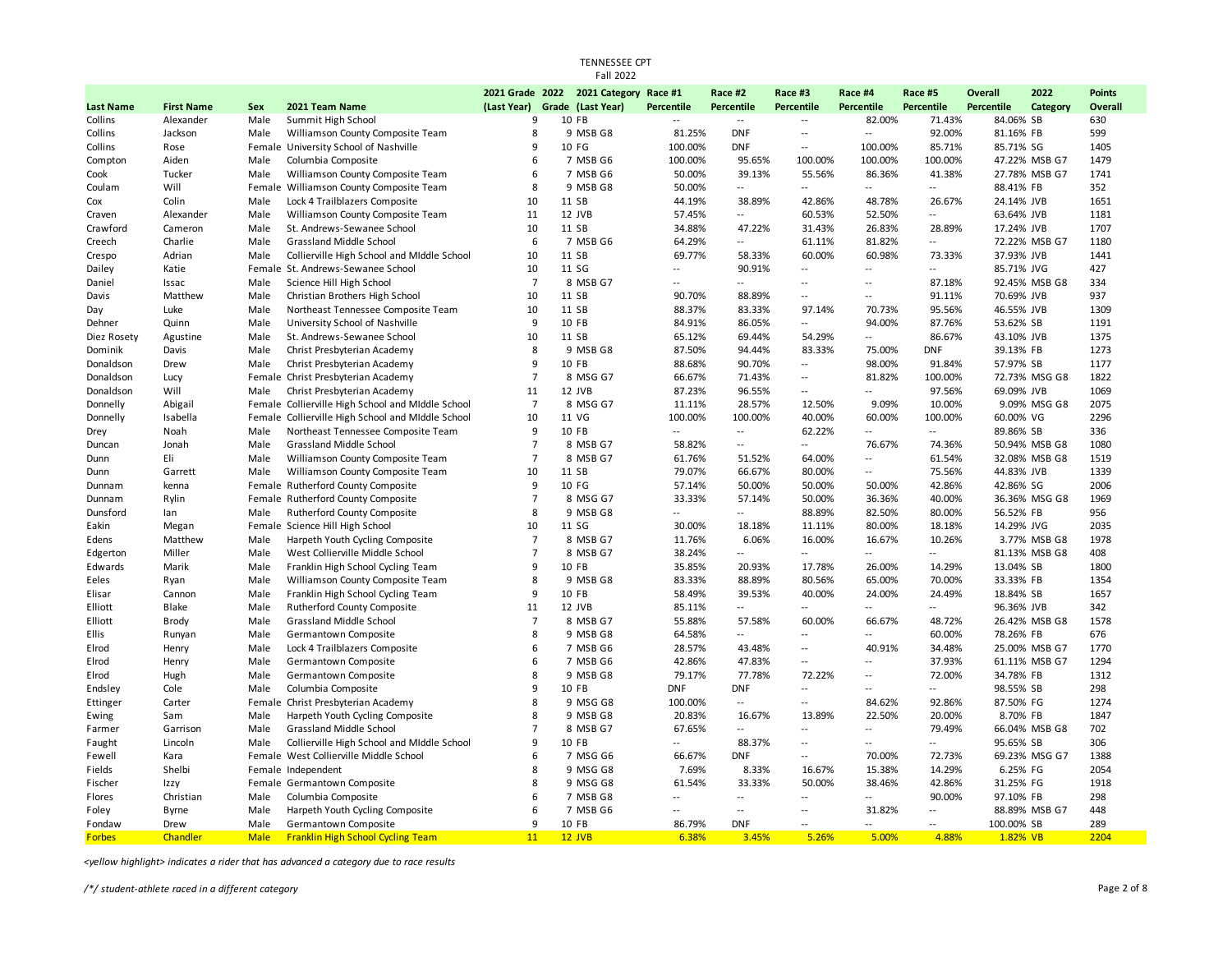TENNESSEE CPT

Fall 2022

| Last Name | First Name | Sex | 2021 Team Name | 2021 Grade (Last Year) | 2022 Grade | 2021 Category (Last Year) | Race #1 Percentile | Race #2 Percentile | Race #3 Percentile | Race #4 Percentile | Race #5 Percentile | Overall Percentile | 2022 Category | Points Overall |
|---|---|---|---|---|---|---|---|---|---|---|---|---|---|---|
| Collins | Alexander | Male | Summit High School | 9 | 10 | FB | -- | -- | -- | 82.00% | 71.43% | 84.06% | SB | 630 |
| Collins | Jackson | Male | Williamson County Composite Team | 8 | 9 | MSB G8 | 81.25% | DNF | -- | -- | 92.00% | 81.16% | FB | 599 |
| Collins | Rose | Female | University School of Nashville | 9 | 10 | FG | 100.00% | DNF | -- | 100.00% | 85.71% | 85.71% | SG | 1405 |
| Compton | Aiden | Male | Columbia Composite | 6 | 7 | MSB G6 | 100.00% | 95.65% | 100.00% | 100.00% | 100.00% | 47.22% | MSB G7 | 1479 |
| Cook | Tucker | Male | Williamson County Composite Team | 6 | 7 | MSB G6 | 50.00% | 39.13% | 55.56% | 86.36% | 41.38% | 27.78% | MSB G7 | 1741 |
| Coulam | Will | Female | Williamson County Composite Team | 8 | 9 | MSB G8 | 50.00% | -- | -- | -- | -- | 88.41% | FB | 352 |
| Cox | Colin | Male | Lock 4 Trailblazers Composite | 10 | 11 | SB | 44.19% | 38.89% | 42.86% | 48.78% | 26.67% | 24.14% | JVB | 1651 |
| Craven | Alexander | Male | Williamson County Composite Team | 11 | 12 | JVB | 57.45% | -- | 60.53% | 52.50% | -- | 63.64% | JVB | 1181 |
| Crawford | Cameron | Male | St. Andrews-Sewanee School | 10 | 11 | SB | 34.88% | 47.22% | 31.43% | 26.83% | 28.89% | 17.24% | JVB | 1707 |
| Creech | Charlie | Male | Grassland Middle School | 6 | 7 | MSB G6 | 64.29% | -- | 61.11% | 81.82% | -- | 72.22% | MSB G7 | 1180 |
| Crespo | Adrian | Male | Collierville High School and MIddle School | 10 | 11 | SB | 69.77% | 58.33% | 60.00% | 60.98% | 73.33% | 37.93% | JVB | 1441 |
| Dailey | Katie | Female | St. Andrews-Sewanee School | 10 | 11 | SG | -- | 90.91% | -- | -- | -- | 85.71% | JVG | 427 |
| Daniel | Issac | Male | Science Hill High School | 7 | 8 | MSB G7 | -- | -- | -- | -- | 87.18% | 92.45% | MSB G8 | 334 |
| Davis | Matthew | Male | Christian Brothers High School | 10 | 11 | SB | 90.70% | 88.89% | -- | -- | 91.11% | 70.69% | JVB | 937 |
| Day | Luke | Male | Northeast Tennessee Composite Team | 10 | 11 | SB | 88.37% | 83.33% | 97.14% | 70.73% | 95.56% | 46.55% | JVB | 1309 |
| Dehner | Quinn | Male | University School of Nashville | 9 | 10 | FB | 84.91% | 86.05% | -- | 94.00% | 87.76% | 53.62% | SB | 1191 |
| Diez Rosety | Agustine | Male | St. Andrews-Sewanee School | 10 | 11 | SB | 65.12% | 69.44% | 54.29% | -- | 86.67% | 43.10% | JVB | 1375 |
| Dominik | Davis | Male | Christ Presbyterian Academy | 8 | 9 | MSB G8 | 87.50% | 94.44% | 83.33% | 75.00% | DNF | 39.13% | FB | 1273 |
| Donaldson | Drew | Male | Christ Presbyterian Academy | 9 | 10 | FB | 88.68% | 90.70% | -- | 98.00% | 91.84% | 57.97% | SB | 1177 |
| Donaldson | Lucy | Female | Christ Presbyterian Academy | 7 | 8 | MSG G7 | 66.67% | 71.43% | -- | 81.82% | 100.00% | 72.73% | MSG G8 | 1822 |
| Donaldson | Will | Male | Christ Presbyterian Academy | 11 | 12 | JVB | 87.23% | 96.55% | -- | -- | 97.56% | 69.09% | JVB | 1069 |
| Donnelly | Abigail | Female | Collierville High School and MIddle School | 7 | 8 | MSG G7 | 11.11% | 28.57% | 12.50% | 9.09% | 10.00% | 9.09% | MSG G8 | 2075 |
| Donnelly | Isabella | Female | Collierville High School and MIddle School | 10 | 11 | VG | 100.00% | 100.00% | 40.00% | 60.00% | 100.00% | 60.00% | VG | 2296 |
| Drey | Noah | Male | Northeast Tennessee Composite Team | 9 | 10 | FB | -- | -- | 62.22% | -- | -- | 89.86% | SB | 336 |
| Duncan | Jonah | Male | Grassland Middle School | 7 | 8 | MSB G7 | 58.82% | -- | -- | 76.67% | 74.36% | 50.94% | MSB G8 | 1080 |
| Dunn | Eli | Male | Williamson County Composite Team | 7 | 8 | MSB G7 | 61.76% | 51.52% | 64.00% | -- | 61.54% | 32.08% | MSB G8 | 1519 |
| Dunn | Garrett | Male | Williamson County Composite Team | 10 | 11 | SB | 79.07% | 66.67% | 80.00% | -- | 75.56% | 44.83% | JVB | 1339 |
| Dunnam | kenna | Female | Rutherford County Composite | 9 | 10 | FG | 57.14% | 50.00% | 50.00% | 50.00% | 42.86% | 42.86% | SG | 2006 |
| Dunnam | Rylin | Female | Rutherford County Composite | 7 | 8 | MSG G7 | 33.33% | 57.14% | 50.00% | 36.36% | 40.00% | 36.36% | MSG G8 | 1969 |
| Dunsford | Ian | Male | Rutherford County Composite | 8 | 9 | MSB G8 | -- | -- | 88.89% | 82.50% | 80.00% | 56.52% | FB | 956 |
| Eakin | Megan | Female | Science Hill High School | 10 | 11 | SG | 30.00% | 18.18% | 11.11% | 80.00% | 18.18% | 14.29% | JVG | 2035 |
| Edens | Matthew | Male | Harpeth Youth Cycling Composite | 7 | 8 | MSB G7 | 11.76% | 6.06% | 16.00% | 16.67% | 10.26% | 3.77% | MSB G8 | 1978 |
| Edgerton | Miller | Male | West Collierville Middle School | 7 | 8 | MSB G7 | 38.24% | -- | -- | -- | -- | 81.13% | MSB G8 | 408 |
| Edwards | Marik | Male | Franklin High School Cycling Team | 9 | 10 | FB | 35.85% | 20.93% | 17.78% | 26.00% | 14.29% | 13.04% | SB | 1800 |
| Eeles | Ryan | Male | Williamson County Composite Team | 8 | 9 | MSB G8 | 83.33% | 88.89% | 80.56% | 65.00% | 70.00% | 33.33% | FB | 1354 |
| Elisar | Cannon | Male | Franklin High School Cycling Team | 9 | 10 | FB | 58.49% | 39.53% | 40.00% | 24.00% | 24.49% | 18.84% | SB | 1657 |
| Elliott | Blake | Male | Rutherford County Composite | 11 | 12 | JVB | 85.11% | -- | -- | -- | -- | 96.36% | JVB | 342 |
| Elliott | Brody | Male | Grassland Middle School | 7 | 8 | MSB G7 | 55.88% | 57.58% | 60.00% | 66.67% | 48.72% | 26.42% | MSB G8 | 1578 |
| Ellis | Runyan | Male | Germantown Composite | 8 | 9 | MSB G8 | 64.58% | -- | -- | -- | 60.00% | 78.26% | FB | 676 |
| Elrod | Henry | Male | Lock 4 Trailblazers Composite | 6 | 7 | MSB G6 | 28.57% | 43.48% | -- | 40.91% | 34.48% | 25.00% | MSB G7 | 1770 |
| Elrod | Henry | Male | Germantown Composite | 6 | 7 | MSB G6 | 42.86% | 47.83% | -- | -- | 37.93% | 61.11% | MSB G7 | 1294 |
| Elrod | Hugh | Male | Germantown Composite | 8 | 9 | MSB G8 | 79.17% | 77.78% | 72.22% | -- | 72.00% | 34.78% | FB | 1312 |
| Endsley | Cole | Male | Columbia Composite | 9 | 10 | FB | DNF | DNF | -- | -- | -- | 98.55% | SB | 298 |
| Ettinger | Carter | Female | Christ Presbyterian Academy | 8 | 9 | MSG G8 | 100.00% | -- | -- | 84.62% | 92.86% | 87.50% | FG | 1274 |
| Ewing | Sam | Male | Harpeth Youth Cycling Composite | 8 | 9 | MSB G8 | 20.83% | 16.67% | 13.89% | 22.50% | 20.00% | 8.70% | FB | 1847 |
| Farmer | Garrison | Male | Grassland Middle School | 7 | 8 | MSB G7 | 67.65% | -- | -- | -- | 79.49% | 66.04% | MSB G8 | 702 |
| Faught | Lincoln | Male | Collierville High School and MIddle School | 9 | 10 | FB | -- | 88.37% | -- | -- | -- | 95.65% | SB | 306 |
| Fewell | Kara | Female | West Collierville Middle School | 6 | 7 | MSG G6 | 66.67% | DNF | -- | 70.00% | 72.73% | 69.23% | MSG G7 | 1388 |
| Fields | Shelbi | Female | Independent | 8 | 9 | MSG G8 | 7.69% | 8.33% | 16.67% | 15.38% | 14.29% | 6.25% | FG | 2054 |
| Fischer | Izzy | Female | Germantown Composite | 8 | 9 | MSG G8 | 61.54% | 33.33% | 50.00% | 38.46% | 42.86% | 31.25% | FG | 1918 |
| Flores | Christian | Male | Columbia Composite | 6 | 7 | MSB G8 | -- | -- | -- | -- | 90.00% | 97.10% | FB | 298 |
| Foley | Byrne | Male | Harpeth Youth Cycling Composite | 6 | 7 | MSB G6 | -- | -- | -- | 31.82% | -- | 88.89% | MSB G7 | 448 |
| Fondaw | Drew | Male | Germantown Composite | 9 | 10 | FB | 86.79% | DNF | -- | -- | -- | 100.00% | SB | 289 |
| Forbes | Chandler | Male | Franklin High School Cycling Team | 11 | 12 | JVB | 6.38% | 3.45% | 5.26% | 5.00% | 4.88% | 1.82% | VB | 2204 |

*<yellow highlight> indicates a rider that has advanced a category due to race results*

*/*/ student-athlete raced in a different category*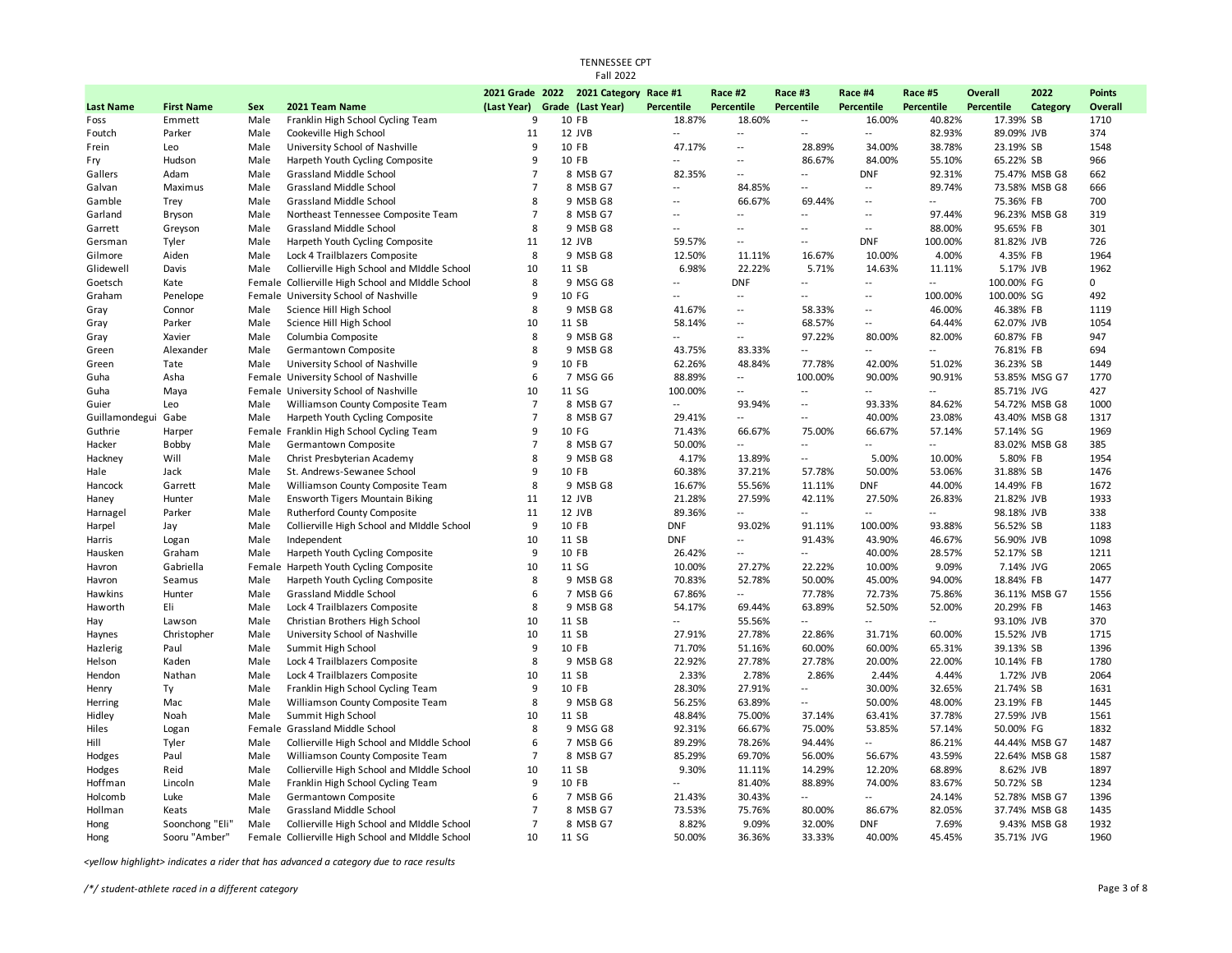TENNESSEE CPT
Fall 2022

| Last Name | First Name | Sex | 2021 Team Name | 2021 Grade (Last Year) | 2022 Grade | 2021 Category (Last Year) | Race #1 Percentile | Race #2 Percentile | Race #3 Percentile | Race #4 Percentile | Race #5 Percentile | Overall Percentile | 2022 Category | Points Overall |
|---|---|---|---|---|---|---|---|---|---|---|---|---|---|---|
| Foss | Emmett | Male | Franklin High School Cycling Team | 9 | 10 | FB | 18.87% | 18.60% | -- | 16.00% | 40.82% | 17.39% | SB | 1710 |
| Foutch | Parker | Male | Cookeville High School | 11 | 12 | JVB | -- | -- | -- | -- | 82.93% | 89.09% | JVB | 374 |
| Frein | Leo | Male | University School of Nashville | 9 | 10 | FB | 47.17% | -- | 28.89% | 34.00% | 38.78% | 23.19% | SB | 1548 |
| Fry | Hudson | Male | Harpeth Youth Cycling Composite | 9 | 10 | FB | -- | -- | 86.67% | 84.00% | 55.10% | 65.22% | SB | 966 |
| Gallers | Adam | Male | Grassland Middle School | 7 | 8 | MSB G7 | 82.35% | -- | -- | DNF | 92.31% | 75.47% | MSB G8 | 662 |
| Galvan | Maximus | Male | Grassland Middle School | 7 | 8 | MSB G7 | -- | 84.85% | -- | -- | 89.74% | 73.58% | MSB G8 | 666 |
| Gamble | Trey | Male | Grassland Middle School | 8 | 9 | MSB G8 | -- | 66.67% | 69.44% | -- | -- | 75.36% | FB | 700 |
| Garland | Bryson | Male | Northeast Tennessee Composite Team | 7 | 8 | MSB G7 | -- | -- | -- | -- | 97.44% | 96.23% | MSB G8 | 319 |
| Garrett | Greyson | Male | Grassland Middle School | 8 | 9 | MSB G8 | -- | -- | -- | -- | 88.00% | 95.65% | FB | 301 |
| Gersman | Tyler | Male | Harpeth Youth Cycling Composite | 11 | 12 | JVB | 59.57% | -- | -- | DNF | 100.00% | 81.82% | JVB | 726 |
| Gilmore | Aiden | Male | Lock 4 Trailblazers Composite | 8 | 9 | MSB G8 | 12.50% | 11.11% | 16.67% | 10.00% | 4.00% | 4.35% | FB | 1964 |
| Glidewell | Davis | Male | Collierville High School and MIddle School | 10 | 11 | SB | 6.98% | 22.22% | 5.71% | 14.63% | 11.11% | 5.17% | JVB | 1962 |
| Goetsch | Kate | Female | Collierville High School and MIddle School | 8 | 9 | MSG G8 | -- | DNF | -- | -- | -- | 100.00% | FG | 0 |
| Graham | Penelope | Female | University School of Nashville | 9 | 10 | FG | -- | -- | -- | -- | 100.00% | 100.00% | SG | 492 |
| Gray | Connor | Male | Science Hill High School | 8 | 9 | MSB G8 | 41.67% | -- | 58.33% | -- | 46.00% | 46.38% | FB | 1119 |
| Gray | Parker | Male | Science Hill High School | 10 | 11 | SB | 58.14% | -- | 68.57% | -- | 64.44% | 62.07% | JVB | 1054 |
| Gray | Xavier | Male | Columbia Composite | 8 | 9 | MSB G8 | -- | -- | 97.22% | 80.00% | 82.00% | 60.87% | FB | 947 |
| Green | Alexander | Male | Germantown Composite | 8 | 9 | MSB G8 | 43.75% | 83.33% | -- | -- | -- | 76.81% | FB | 694 |
| Green | Tate | Male | University School of Nashville | 9 | 10 | FB | 62.26% | 48.84% | 77.78% | 42.00% | 51.02% | 36.23% | SB | 1449 |
| Guha | Asha | Female | University School of Nashville | 6 | 7 | MSG G6 | 88.89% | -- | 100.00% | 90.00% | 90.91% | 53.85% | MSG G7 | 1770 |
| Guha | Maya | Female | University School of Nashville | 10 | 11 | SG | 100.00% | -- | -- | -- | -- | 85.71% | JVG | 427 |
| Guier | Leo | Male | Williamson County Composite Team | 7 | 8 | MSB G7 | -- | 93.94% | -- | 93.33% | 84.62% | 54.72% | MSB G8 | 1000 |
| Guillamondegui | Gabe | Male | Harpeth Youth Cycling Composite | 7 | 8 | MSB G7 | 29.41% | -- | -- | 40.00% | 23.08% | 43.40% | MSB G8 | 1317 |
| Guthrie | Harper | Female | Franklin High School Cycling Team | 9 | 10 | FG | 71.43% | 66.67% | 75.00% | 66.67% | 57.14% | 57.14% | SG | 1969 |
| Hacker | Bobby | Male | Germantown Composite | 7 | 8 | MSB G7 | 50.00% | -- | -- | -- | -- | 83.02% | MSB G8 | 385 |
| Hackney | Will | Male | Christ Presbyterian Academy | 8 | 9 | MSB G8 | 4.17% | 13.89% | -- | 5.00% | 10.00% | 5.80% | FB | 1954 |
| Hale | Jack | Male | St. Andrews-Sewanee School | 9 | 10 | FB | 60.38% | 37.21% | 57.78% | 50.00% | 53.06% | 31.88% | SB | 1476 |
| Hancock | Garrett | Male | Williamson County Composite Team | 8 | 9 | MSB G8 | 16.67% | 55.56% | 11.11% | DNF | 44.00% | 14.49% | FB | 1672 |
| Haney | Hunter | Male | Ensworth Tigers Mountain Biking | 11 | 12 | JVB | 21.28% | 27.59% | 42.11% | 27.50% | 26.83% | 21.82% | JVB | 1933 |
| Harnagel | Parker | Male | Rutherford County Composite | 11 | 12 | JVB | 89.36% | -- | -- | -- | -- | 98.18% | JVB | 338 |
| Harpel | Jay | Male | Collierville High School and MIddle School | 9 | 10 | FB | DNF | 93.02% | 91.11% | 100.00% | 93.88% | 56.52% | SB | 1183 |
| Harris | Logan | Male | Independent | 10 | 11 | SB | DNF | -- | 91.43% | 43.90% | 46.67% | 56.90% | JVB | 1098 |
| Hausken | Graham | Male | Harpeth Youth Cycling Composite | 9 | 10 | FB | 26.42% | -- | -- | 40.00% | 28.57% | 52.17% | SB | 1211 |
| Havron | Gabriella | Female | Harpeth Youth Cycling Composite | 10 | 11 | SG | 10.00% | 27.27% | 22.22% | 10.00% | 9.09% | 7.14% | JVG | 2065 |
| Havron | Seamus | Male | Harpeth Youth Cycling Composite | 8 | 9 | MSB G8 | 70.83% | 52.78% | 50.00% | 45.00% | 94.00% | 18.84% | FB | 1477 |
| Hawkins | Hunter | Male | Grassland Middle School | 6 | 7 | MSB G6 | 67.86% | -- | 77.78% | 72.73% | 75.86% | 36.11% | MSB G7 | 1556 |
| Haworth | Eli | Male | Lock 4 Trailblazers Composite | 8 | 9 | MSB G8 | 54.17% | 69.44% | 63.89% | 52.50% | 52.00% | 20.29% | FB | 1463 |
| Hay | Lawson | Male | Christian Brothers High School | 10 | 11 | SB | -- | 55.56% | -- | -- | -- | 93.10% | JVB | 370 |
| Haynes | Christopher | Male | University School of Nashville | 10 | 11 | SB | 27.91% | 27.78% | 22.86% | 31.71% | 60.00% | 15.52% | JVB | 1715 |
| Hazlerig | Paul | Male | Summit High School | 9 | 10 | FB | 71.70% | 51.16% | 60.00% | 60.00% | 65.31% | 39.13% | SB | 1396 |
| Helson | Kaden | Male | Lock 4 Trailblazers Composite | 8 | 9 | MSB G8 | 22.92% | 27.78% | 27.78% | 20.00% | 22.00% | 10.14% | FB | 1780 |
| Hendon | Nathan | Male | Lock 4 Trailblazers Composite | 10 | 11 | SB | 2.33% | 2.78% | 2.86% | 2.44% | 4.44% | 1.72% | JVB | 2064 |
| Henry | Ty | Male | Franklin High School Cycling Team | 9 | 10 | FB | 28.30% | 27.91% | -- | 30.00% | 32.65% | 21.74% | SB | 1631 |
| Herring | Mac | Male | Williamson County Composite Team | 8 | 9 | MSB G8 | 56.25% | 63.89% | -- | 50.00% | 48.00% | 23.19% | FB | 1445 |
| Hidley | Noah | Male | Summit High School | 10 | 11 | SB | 48.84% | 75.00% | 37.14% | 63.41% | 37.78% | 27.59% | JVB | 1561 |
| Hiles | Logan | Female | Grassland Middle School | 8 | 9 | MSG G8 | 92.31% | 66.67% | 75.00% | 53.85% | 57.14% | 50.00% | FG | 1832 |
| Hill | Tyler | Male | Collierville High School and MIddle School | 6 | 7 | MSB G6 | 89.29% | 78.26% | 94.44% | -- | 86.21% | 44.44% | MSB G7 | 1487 |
| Hodges | Paul | Male | Williamson County Composite Team | 7 | 8 | MSB G7 | 85.29% | 69.70% | 56.00% | 56.67% | 43.59% | 22.64% | MSB G8 | 1587 |
| Hodges | Reid | Male | Collierville High School and MIddle School | 10 | 11 | SB | 9.30% | 11.11% | 14.29% | 12.20% | 68.89% | 8.62% | JVB | 1897 |
| Hoffman | Lincoln | Male | Franklin High School Cycling Team | 9 | 10 | FB | -- | 81.40% | 88.89% | 74.00% | 83.67% | 50.72% | SB | 1234 |
| Holcomb | Luke | Male | Germantown Composite | 6 | 7 | MSB G6 | 21.43% | 30.43% | -- | -- | 24.14% | 52.78% | MSB G7 | 1396 |
| Hollman | Keats | Male | Grassland Middle School | 7 | 8 | MSB G7 | 73.53% | 75.76% | 80.00% | 86.67% | 82.05% | 37.74% | MSB G8 | 1435 |
| Hong | Soonchong "Eli" | Male | Collierville High School and MIddle School | 7 | 8 | MSB G7 | 8.82% | 9.09% | 32.00% | DNF | 7.69% | 9.43% | MSB G8 | 1932 |
| Hong | Sooru "Amber" | Female | Collierville High School and MIddle School | 10 | 11 | SG | 50.00% | 36.36% | 33.33% | 40.00% | 45.45% | 35.71% | JVG | 1960 |

*<yellow highlight> indicates a rider that has advanced a category due to race results*

*/*/ student-athlete raced in a different category*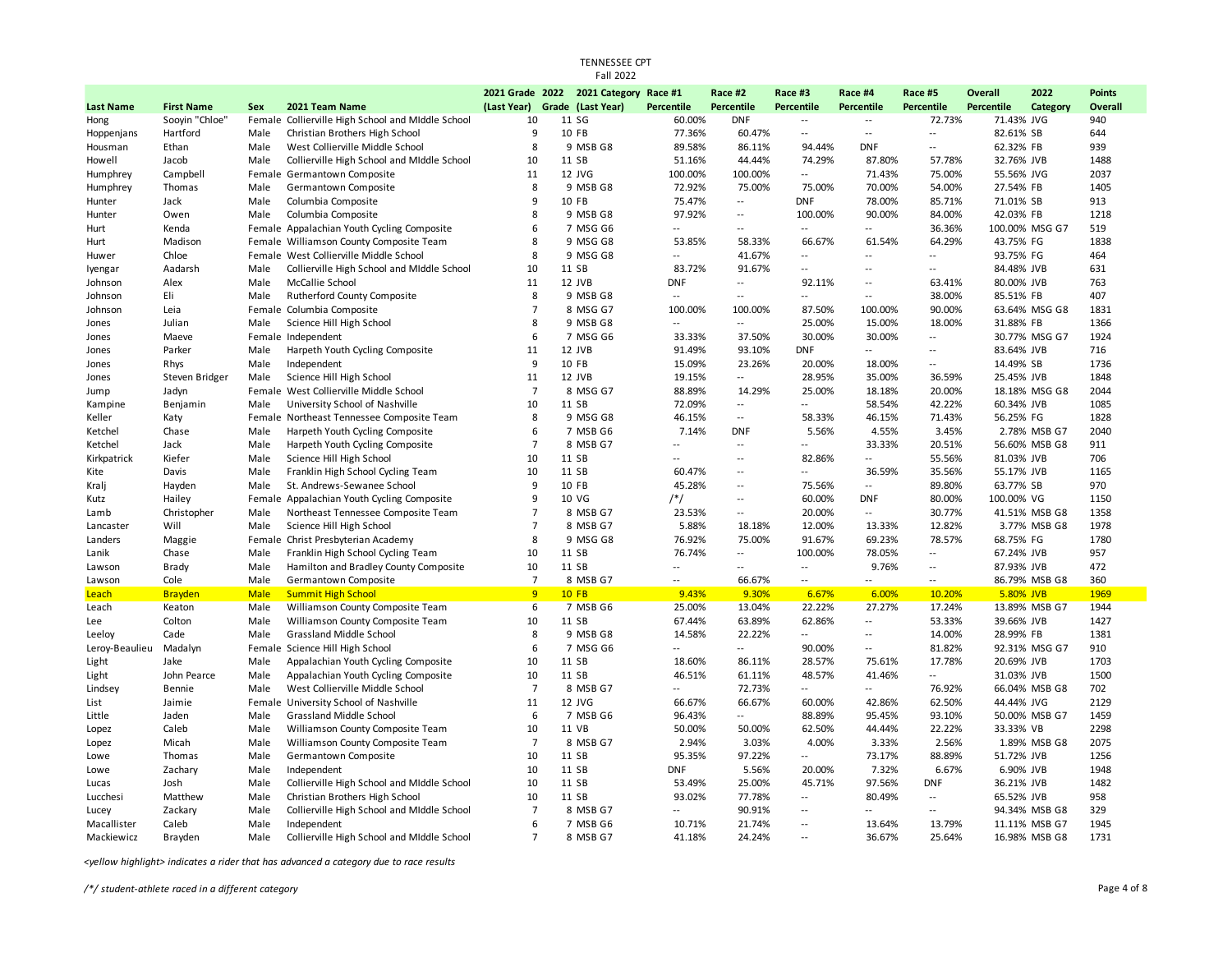TENNESSEE CPT
Fall 2022

| Last Name | First Name | Sex | 2021 Team Name | 2021 Grade (Last Year) | 2022 Grade | 2021 Category (Last Year) | Race #1 Percentile | Race #2 Percentile | Race #3 Percentile | Race #4 Percentile | Race #5 Percentile | Overall Percentile | 2022 Category | Points Overall |
|---|---|---|---|---|---|---|---|---|---|---|---|---|---|---|
| Hong | Sooyin "Chloe" | Female | Collierville High School and MIddle School | 10 | 11 | SG | 60.00% | DNF | -- | -- | 72.73% | 71.43% | JVG | 940 |
| Hoppenjans | Hartford | Male | Christian Brothers High School | 9 | 10 | FB | 77.36% | 60.47% | -- | -- | -- | 82.61% | SB | 644 |
| Housman | Ethan | Male | West Collierville Middle School | 8 | 9 | MSB G8 | 89.58% | 86.11% | 94.44% | DNF | -- | 62.32% | FB | 939 |
| Howell | Jacob | Male | Collierville High School and MIddle School | 10 | 11 | SB | 51.16% | 44.44% | 74.29% | 87.80% | 57.78% | 32.76% | JVB | 1488 |
| Humphrey | Campbell | Female | Germantown Composite | 11 | 12 | JVG | 100.00% | 100.00% | -- | 71.43% | 75.00% | 55.56% | JVG | 2037 |
| Humphrey | Thomas | Male | Germantown Composite | 8 | 9 | MSB G8 | 72.92% | 75.00% | 75.00% | 70.00% | 54.00% | 27.54% | FB | 1405 |
| Hunter | Jack | Male | Columbia Composite | 9 | 10 | FB | 75.47% | -- | DNF | 78.00% | 85.71% | 71.01% | SB | 913 |
| Hunter | Owen | Male | Columbia Composite | 8 | 9 | MSB G8 | 97.92% | -- | 100.00% | 90.00% | 84.00% | 42.03% | FB | 1218 |
| Hurt | Kenda | Female | Appalachian Youth Cycling Composite | 6 | 7 | MSG G6 | -- | -- | -- | -- | 36.36% | 100.00% | MSG G7 | 519 |
| Hurt | Madison | Female | Williamson County Composite Team | 8 | 9 | MSG G8 | 53.85% | 58.33% | 66.67% | 61.54% | 64.29% | 43.75% | FG | 1838 |
| Huwer | Chloe | Female | West Collierville Middle School | 8 | 9 | MSG G8 | -- | 41.67% | -- | -- | -- | 93.75% | FG | 464 |
| Iyengar | Aadarsh | Male | Collierville High School and MIddle School | 10 | 11 | SB | 83.72% | 91.67% | -- | -- | -- | 84.48% | JVB | 631 |
| Johnson | Alex | Male | McCallie School | 11 | 12 | JVB | DNF | -- | 92.11% | -- | 63.41% | 80.00% | JVB | 763 |
| Johnson | Eli | Male | Rutherford County Composite | 8 | 9 | MSB G8 | -- | -- | -- | -- | 38.00% | 85.51% | FB | 407 |
| Johnson | Leia | Female | Columbia Composite | 7 | 8 | MSG G7 | 100.00% | 100.00% | 87.50% | 100.00% | 90.00% | 63.64% | MSG G8 | 1831 |
| Jones | Julian | Male | Science Hill High School | 8 | 9 | MSB G8 | -- | -- | 25.00% | 15.00% | 18.00% | 31.88% | FB | 1366 |
| Jones | Maeve | Female | Independent | 6 | 7 | MSG G6 | 33.33% | 37.50% | 30.00% | 30.00% | -- | 30.77% | MSG G7 | 1924 |
| Jones | Parker | Male | Harpeth Youth Cycling Composite | 11 | 12 | JVB | 91.49% | 93.10% | DNF | -- | -- | 83.64% | JVB | 716 |
| Jones | Rhys | Male | Independent | 9 | 10 | FB | 15.09% | 23.26% | 20.00% | 18.00% | -- | 14.49% | SB | 1736 |
| Jones | Steven Bridger | Male | Science Hill High School | 11 | 12 | JVB | 19.15% | -- | 28.95% | 35.00% | 36.59% | 25.45% | JVB | 1848 |
| Jump | Jadyn | Female | West Collierville Middle School | 7 | 8 | MSG G7 | 88.89% | 14.29% | 25.00% | 18.18% | 20.00% | 18.18% | MSG G8 | 2044 |
| Kampine | Benjamin | Male | University School of Nashville | 10 | 11 | SB | 72.09% | -- | -- | 58.54% | 42.22% | 60.34% | JVB | 1085 |
| Keller | Katy | Female | Northeast Tennessee Composite Team | 8 | 9 | MSG G8 | 46.15% | -- | 58.33% | 46.15% | 71.43% | 56.25% | FG | 1828 |
| Ketchel | Chase | Male | Harpeth Youth Cycling Composite | 6 | 7 | MSB G6 | 7.14% | DNF | 5.56% | 4.55% | 3.45% | 2.78% | MSB G7 | 2040 |
| Ketchel | Jack | Male | Harpeth Youth Cycling Composite | 7 | 8 | MSB G7 | -- | -- | -- | 33.33% | 20.51% | 56.60% | MSB G8 | 911 |
| Kirkpatrick | Kiefer | Male | Science Hill High School | 10 | 11 | SB | -- | -- | 82.86% | -- | 55.56% | 81.03% | JVB | 706 |
| Kite | Davis | Male | Franklin High School Cycling Team | 10 | 11 | SB | 60.47% | -- | -- | 36.59% | 35.56% | 55.17% | JVB | 1165 |
| Kralj | Hayden | Male | St. Andrews-Sewanee School | 9 | 10 | FB | 45.28% | -- | 75.56% | -- | 89.80% | 63.77% | SB | 970 |
| Kutz | Hailey | Female | Appalachian Youth Cycling Composite | 9 | 10 | VG | /*/ | -- | 60.00% | DNF | 80.00% | 100.00% | VG | 1150 |
| Lamb | Christopher | Male | Northeast Tennessee Composite Team | 7 | 8 | MSB G7 | 23.53% | -- | 20.00% | -- | 30.77% | 41.51% | MSB G8 | 1358 |
| Lancaster | Will | Male | Science Hill High School | 7 | 8 | MSB G7 | 5.88% | 18.18% | 12.00% | 13.33% | 12.82% | 3.77% | MSB G8 | 1978 |
| Landers | Maggie | Female | Christ Presbyterian Academy | 8 | 9 | MSG G8 | 76.92% | 75.00% | 91.67% | 69.23% | 78.57% | 68.75% | FG | 1780 |
| Lanik | Chase | Male | Franklin High School Cycling Team | 10 | 11 | SB | 76.74% | -- | 100.00% | 78.05% | -- | 67.24% | JVB | 957 |
| Lawson | Brady | Male | Hamilton and Bradley County Composite | 10 | 11 | SB | -- | -- | -- | 9.76% | -- | 87.93% | JVB | 472 |
| Lawson | Cole | Male | Germantown Composite | 7 | 8 | MSB G7 | -- | 66.67% | -- | -- | -- | 86.79% | MSB G8 | 360 |
| Leach | Brayden | Male | Summit High School | 9 | 10 | FB | 9.43% | 9.30% | 6.67% | 6.00% | 10.20% | 5.80% | JVB | 1969 |
| Leach | Keaton | Male | Williamson County Composite Team | 6 | 7 | MSB G6 | 25.00% | 13.04% | 22.22% | 27.27% | 17.24% | 13.89% | MSB G7 | 1944 |
| Lee | Colton | Male | Williamson County Composite Team | 10 | 11 | SB | 67.44% | 63.89% | 62.86% | -- | 53.33% | 39.66% | JVB | 1427 |
| Leeloy | Cade | Male | Grassland Middle School | 8 | 9 | MSB G8 | 14.58% | 22.22% | -- | -- | 14.00% | 28.99% | FB | 1381 |
| Leroy-Beaulieu | Madalyn | Female | Science Hill High School | 6 | 7 | MSG G6 | -- | -- | 90.00% | -- | 81.82% | 92.31% | MSG G7 | 910 |
| Light | Jake | Male | Appalachian Youth Cycling Composite | 10 | 11 | SB | 18.60% | 86.11% | 28.57% | 75.61% | 17.78% | 20.69% | JVB | 1703 |
| Light | John Pearce | Male | Appalachian Youth Cycling Composite | 10 | 11 | SB | 46.51% | 61.11% | 48.57% | 41.46% | -- | 31.03% | JVB | 1500 |
| Lindsey | Bennie | Male | West Collierville Middle School | 7 | 8 | MSB G7 | -- | 72.73% | -- | -- | 76.92% | 66.04% | MSB G8 | 702 |
| List | Jaimie | Female | University School of Nashville | 11 | 12 | JVG | 66.67% | 66.67% | 60.00% | 42.86% | 62.50% | 44.44% | JVG | 2129 |
| Little | Jaden | Male | Grassland Middle School | 6 | 7 | MSB G6 | 96.43% | -- | 88.89% | 95.45% | 93.10% | 50.00% | MSB G7 | 1459 |
| Lopez | Caleb | Male | Williamson County Composite Team | 10 | 11 | VB | 50.00% | 50.00% | 62.50% | 44.44% | 22.22% | 33.33% | VB | 2298 |
| Lopez | Micah | Male | Williamson County Composite Team | 7 | 8 | MSB G7 | 2.94% | 3.03% | 4.00% | 3.33% | 2.56% | 1.89% | MSB G8 | 2075 |
| Lowe | Thomas | Male | Germantown Composite | 10 | 11 | SB | 95.35% | 97.22% | -- | 73.17% | 88.89% | 51.72% | JVB | 1256 |
| Lowe | Zachary | Male | Independent | 10 | 11 | SB | DNF | 5.56% | 20.00% | 7.32% | 6.67% | 6.90% | JVB | 1948 |
| Lucas | Josh | Male | Collierville High School and MIddle School | 10 | 11 | SB | 53.49% | 25.00% | 45.71% | 97.56% | DNF | 36.21% | JVB | 1482 |
| Lucchesi | Matthew | Male | Christian Brothers High School | 10 | 11 | SB | 93.02% | 77.78% | -- | 80.49% | -- | 65.52% | JVB | 958 |
| Lucey | Zackary | Male | Collierville High School and MIddle School | 7 | 8 | MSB G7 | -- | 90.91% | -- | -- | -- | 94.34% | MSB G8 | 329 |
| Macallister | Caleb | Male | Independent | 6 | 7 | MSB G6 | 10.71% | 21.74% | -- | 13.64% | 13.79% | 11.11% | MSB G7 | 1945 |
| Mackiewicz | Brayden | Male | Collierville High School and MIddle School | 7 | 8 | MSB G7 | 41.18% | 24.24% | -- | 36.67% | 25.64% | 16.98% | MSB G8 | 1731 |

*<yellow highlight> indicates a rider that has advanced a category due to race results*

*/*/ student-athlete raced in a different category*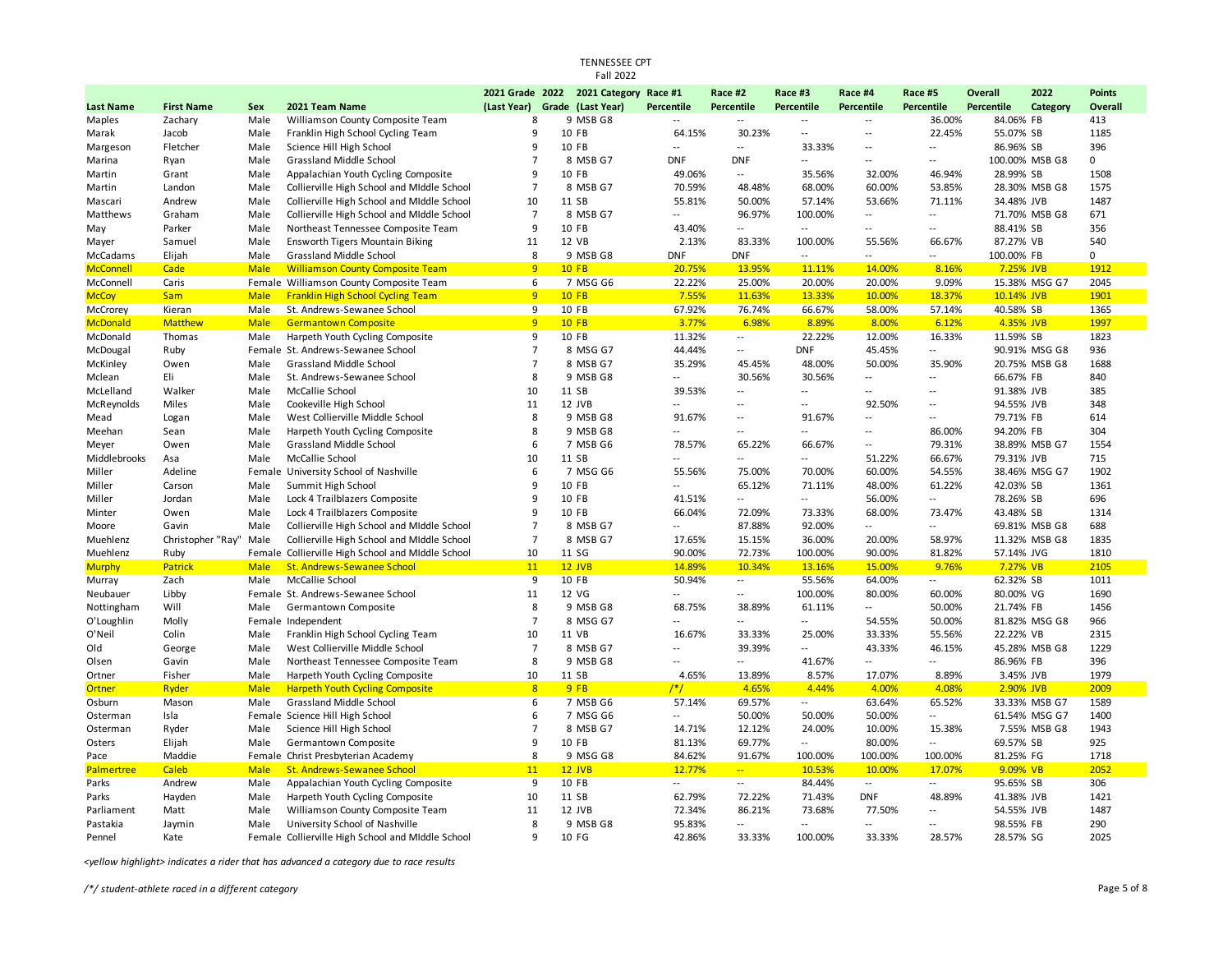TENNESSEE CPT
Fall 2022

| Last Name | First Name | Sex | 2021 Team Name | 2021 Grade (Last Year) | 2022 Grade | 2021 Category (Last Year) | Race #1 Percentile | Race #2 Percentile | Race #3 Percentile | Race #4 Percentile | Race #5 Percentile | Overall Percentile | 2022 Category | Points Overall |
|---|---|---|---|---|---|---|---|---|---|---|---|---|---|---|
| Maples | Zachary | Male | Williamson County Composite Team | 8 | 9 | MSB G8 | -- | -- | -- | -- | 36.00% | 84.06% | FB | 413 |
| Marak | Jacob | Male | Franklin High School Cycling Team | 9 | 10 | FB | 64.15% | 30.23% | -- | -- | 22.45% | 55.07% | SB | 1185 |
| Margeson | Fletcher | Male | Science Hill High School | 9 | 10 | FB | -- | -- | 33.33% | -- | -- | 86.96% | SB | 396 |
| Marina | Ryan | Male | Grassland Middle School | 7 | 8 | MSB G7 | DNF | DNF | -- | -- | -- | 100.00% | MSB G8 | 0 |
| Martin | Grant | Male | Appalachian Youth Cycling Composite | 9 | 10 | FB | 49.06% | -- | 35.56% | 32.00% | 46.94% | 28.99% | SB | 1508 |
| Martin | Landon | Male | Collierville High School and MIddle School | 7 | 8 | MSB G7 | 70.59% | 48.48% | 68.00% | 60.00% | 53.85% | 28.30% | MSB G8 | 1575 |
| Mascari | Andrew | Male | Collierville High School and MIddle School | 10 | 11 | SB | 55.81% | 50.00% | 57.14% | 53.66% | 71.11% | 34.48% | JVB | 1487 |
| Matthews | Graham | Male | Collierville High School and MIddle School | 7 | 8 | MSB G7 | -- | 96.97% | 100.00% | -- | -- | 71.70% | MSB G8 | 671 |
| May | Parker | Male | Northeast Tennessee Composite Team | 9 | 10 | FB | 43.40% | -- | -- | -- | -- | 88.41% | SB | 356 |
| Mayer | Samuel | Male | Ensworth Tigers Mountain Biking | 11 | 12 | VB | 2.13% | 83.33% | 100.00% | 55.56% | 66.67% | 87.27% | VB | 540 |
| McCadams | Elijah | Male | Grassland Middle School | 8 | 9 | MSB G8 | DNF | DNF | -- | -- | -- | 100.00% | FB | 0 |
| McConnell | Cade | Male | Williamson County Composite Team | 9 | 10 | FB | 20.75% | 13.95% | 11.11% | 14.00% | 8.16% | 7.25% | JVB | 1912 |
| McConnell | Caris | Female | Williamson County Composite Team | 6 | 7 | MSG G6 | 22.22% | 25.00% | 20.00% | 20.00% | 9.09% | 15.38% | MSG G7 | 2045 |
| McCoy | Sam | Male | Franklin High School Cycling Team | 9 | 10 | FB | 7.55% | 11.63% | 13.33% | 10.00% | 18.37% | 10.14% | JVB | 1901 |
| McCrorey | Kieran | Male | St. Andrews-Sewanee School | 9 | 10 | FB | 67.92% | 76.74% | 66.67% | 58.00% | 57.14% | 40.58% | SB | 1365 |
| McDonald | Matthew | Male | Germantown Composite | 9 | 10 | FB | 3.77% | 6.98% | 8.89% | 8.00% | 6.12% | 4.35% | JVB | 1997 |
| McDonald | Thomas | Male | Harpeth Youth Cycling Composite | 9 | 10 | FB | 11.32% | -- | 22.22% | 12.00% | 16.33% | 11.59% | SB | 1823 |
| McDougal | Ruby | Female | St. Andrews-Sewanee School | 7 | 8 | MSG G7 | 44.44% | -- | DNF | 45.45% | -- | 90.91% | MSG G8 | 936 |
| McKinley | Owen | Male | Grassland Middle School | 7 | 8 | MSB G7 | 35.29% | 45.45% | 48.00% | 50.00% | 35.90% | 20.75% | MSB G8 | 1688 |
| Mclean | Eli | Male | St. Andrews-Sewanee School | 8 | 9 | MSB G8 | -- | 30.56% | 30.56% | -- | -- | 66.67% | FB | 840 |
| McLelland | Walker | Male | McCallie School | 10 | 11 | SB | 39.53% | -- | -- | -- | -- | 91.38% | JVB | 385 |
| McReynolds | Miles | Male | Cookeville High School | 11 | 12 | JVB | -- | -- | -- | 92.50% | -- | 94.55% | JVB | 348 |
| Mead | Logan | Male | West Collierville Middle School | 8 | 9 | MSB G8 | 91.67% | -- | 91.67% | -- | -- | 79.71% | FB | 614 |
| Meehan | Sean | Male | Harpeth Youth Cycling Composite | 8 | 9 | MSB G8 | -- | -- | -- | -- | 86.00% | 94.20% | FB | 304 |
| Meyer | Owen | Male | Grassland Middle School | 6 | 7 | MSB G6 | 78.57% | 65.22% | 66.67% | -- | 79.31% | 38.89% | MSB G7 | 1554 |
| Middlebrooks | Asa | Male | McCallie School | 10 | 11 | SB | -- | -- | -- | 51.22% | 66.67% | 79.31% | JVB | 715 |
| Miller | Adeline | Female | University School of Nashville | 6 | 7 | MSG G6 | 55.56% | 75.00% | 70.00% | 60.00% | 54.55% | 38.46% | MSG G7 | 1902 |
| Miller | Carson | Male | Summit High School | 9 | 10 | FB | -- | 65.12% | 71.11% | 48.00% | 61.22% | 42.03% | SB | 1361 |
| Miller | Jordan | Male | Lock 4 Trailblazers Composite | 9 | 10 | FB | 41.51% | -- | -- | 56.00% | -- | 78.26% | SB | 696 |
| Minter | Owen | Male | Lock 4 Trailblazers Composite | 9 | 10 | FB | 66.04% | 72.09% | 73.33% | 68.00% | 73.47% | 43.48% | SB | 1314 |
| Moore | Gavin | Male | Collierville High School and MIddle School | 7 | 8 | MSB G7 | -- | 87.88% | 92.00% | -- | -- | 69.81% | MSB G8 | 688 |
| Muehlenz | Christopher "Ray" | Male | Collierville High School and MIddle School | 7 | 8 | MSB G7 | 17.65% | 15.15% | 36.00% | 20.00% | 58.97% | 11.32% | MSB G8 | 1835 |
| Muehlenz | Ruby | Female | Collierville High School and MIddle School | 10 | 11 | SG | 90.00% | 72.73% | 100.00% | 90.00% | 81.82% | 57.14% | JVG | 1810 |
| Murphy | Patrick | Male | St. Andrews-Sewanee School | 11 | 12 | JVB | 14.89% | 10.34% | 13.16% | 15.00% | 9.76% | 7.27% | VB | 2105 |
| Murray | Zach | Male | McCallie School | 9 | 10 | FB | 50.94% | -- | 55.56% | 64.00% | -- | 62.32% | SB | 1011 |
| Neubauer | Libby | Female | St. Andrews-Sewanee School | 11 | 12 | VG | -- | -- | 100.00% | 80.00% | 60.00% | 80.00% | VG | 1690 |
| Nottingham | Will | Male | Germantown Composite | 8 | 9 | MSB G8 | 68.75% | 38.89% | 61.11% | -- | 50.00% | 21.74% | FB | 1456 |
| O'Loughlin | Molly | Female | Independent | 7 | 8 | MSG G7 | -- | -- | -- | 54.55% | 50.00% | 81.82% | MSG G8 | 966 |
| O'Neil | Colin | Male | Franklin High School Cycling Team | 10 | 11 | VB | 16.67% | 33.33% | 25.00% | 33.33% | 55.56% | 22.22% | VB | 2315 |
| Old | George | Male | West Collierville Middle School | 7 | 8 | MSB G7 | -- | 39.39% | -- | 43.33% | 46.15% | 45.28% | MSB G8 | 1229 |
| Olsen | Gavin | Male | Northeast Tennessee Composite Team | 8 | 9 | MSB G8 | -- | -- | 41.67% | -- | -- | 86.96% | FB | 396 |
| Ortner | Fisher | Male | Harpeth Youth Cycling Composite | 10 | 11 | SB | 4.65% | 13.89% | 8.57% | 17.07% | 8.89% | 3.45% | JVB | 1979 |
| Ortner | Ryder | Male | Harpeth Youth Cycling Composite | 8 | 9 | FB | /*/ | 4.65% | 4.44% | 4.00% | 4.08% | 2.90% | JVB | 2009 |
| Osburn | Mason | Male | Grassland Middle School | 6 | 7 | MSB G6 | 57.14% | 69.57% | -- | 63.64% | 65.52% | 33.33% | MSB G7 | 1589 |
| Osterman | Isla | Female | Science Hill High School | 6 | 7 | MSG G6 | -- | 50.00% | 50.00% | 50.00% | -- | 61.54% | MSG G7 | 1400 |
| Osterman | Ryder | Male | Science Hill High School | 7 | 8 | MSB G7 | 14.71% | 12.12% | 24.00% | 10.00% | 15.38% | 7.55% | MSB G8 | 1943 |
| Osters | Elijah | Male | Germantown Composite | 9 | 10 | FB | 81.13% | 69.77% | -- | 80.00% | -- | 69.57% | SB | 925 |
| Pace | Maddie | Female | Christ Presbyterian Academy | 8 | 9 | MSG G8 | 84.62% | 91.67% | 100.00% | 100.00% | 100.00% | 81.25% | FG | 1718 |
| Palmertree | Caleb | Male | St. Andrews-Sewanee School | 11 | 12 | JVB | 12.77% | -- | 10.53% | 10.00% | 17.07% | 9.09% | VB | 2052 |
| Parks | Andrew | Male | Appalachian Youth Cycling Composite | 9 | 10 | FB | -- | -- | 84.44% | -- | -- | 95.65% | SB | 306 |
| Parks | Hayden | Male | Harpeth Youth Cycling Composite | 10 | 11 | SB | 62.79% | 72.22% | 71.43% | DNF | 48.89% | 41.38% | JVB | 1421 |
| Parliament | Matt | Male | Williamson County Composite Team | 11 | 12 | JVB | 72.34% | 86.21% | 73.68% | 77.50% | -- | 54.55% | JVB | 1487 |
| Pastakia | Jaymin | Male | University School of Nashville | 8 | 9 | MSB G8 | 95.83% | -- | -- | -- | -- | 98.55% | FB | 290 |
| Pennel | Kate | Female | Collierville High School and MIddle School | 9 | 10 | FG | 42.86% | 33.33% | 100.00% | 33.33% | 28.57% | 28.57% | SG | 2025 |

*<yellow highlight> indicates a rider that has advanced a category due to race results*

*/*/ student-athlete raced in a different category*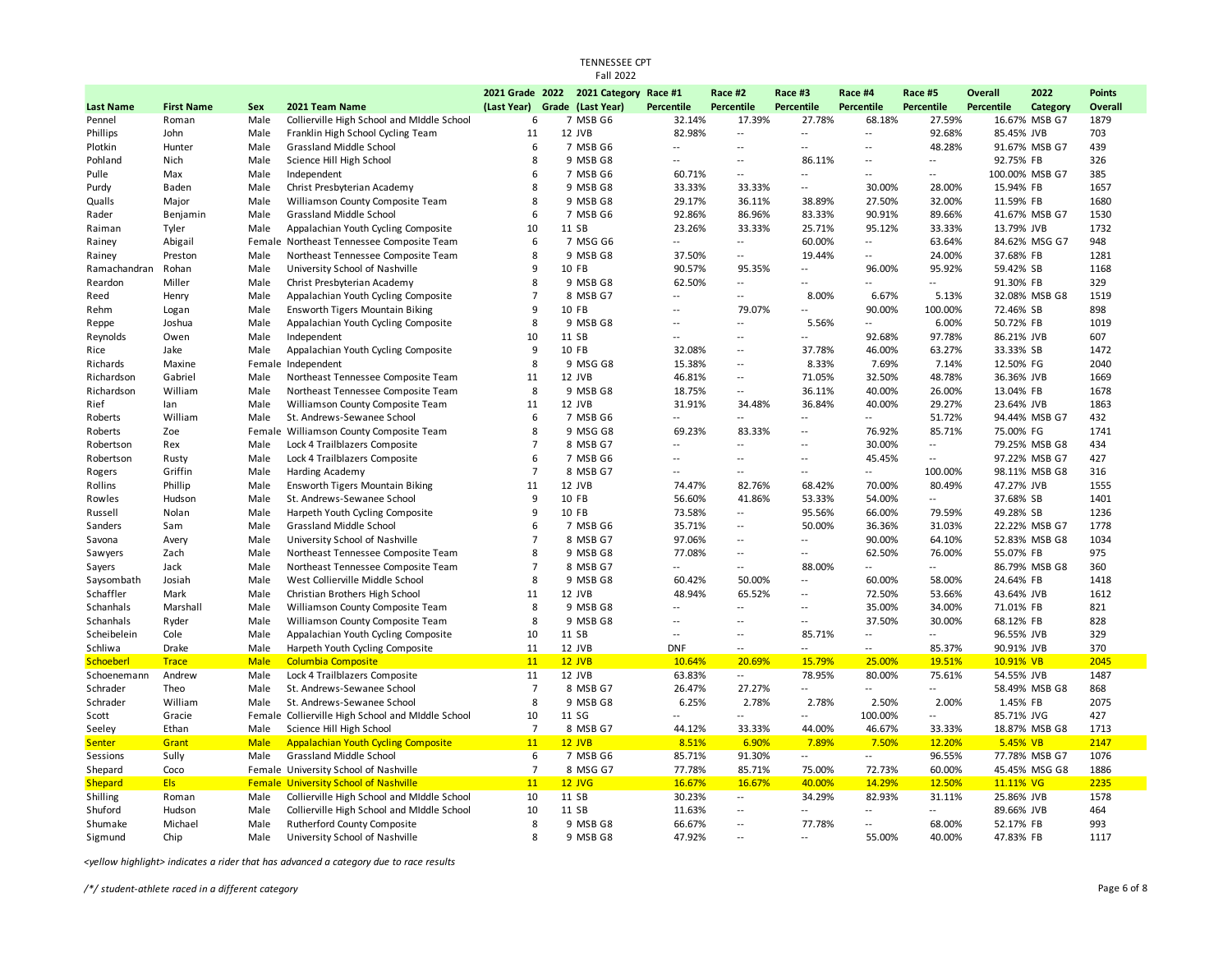# TENNESSEE CPT

## Fall 2022

| Last Name | First Name | Sex | 2021 Team Name | 2021 Grade (Last Year) | 2022 Grade | 2021 Category (Last Year) | Race #1 Percentile | Race #2 Percentile | Race #3 Percentile | Race #4 Percentile | Race #5 Percentile | Overall Percentile | 2022 Category | Points Overall |
|---|---|---|---|---|---|---|---|---|---|---|---|---|---|---|
| Pennel | Roman | Male | Collierville High School and MIddle School | 6 | 7 | MSB G6 | 32.14% | 17.39% | 27.78% | 68.18% | 27.59% | 16.67% | MSB G7 | 1879 |
| Phillips | John | Male | Franklin High School Cycling Team | 11 | 12 | JVB | 82.98% | -- | -- | -- | 92.68% | 85.45% | JVB | 703 |
| Plotkin | Hunter | Male | Grassland Middle School | 6 | 7 | MSB G6 | -- | -- | -- | -- | 48.28% | 91.67% | MSB G7 | 439 |
| Pohland | Nich | Male | Science Hill High School | 8 | 9 | MSB G8 | -- | -- | 86.11% | -- | -- | 92.75% | FB | 326 |
| Pulle | Max | Male | Independent | 6 | 7 | MSB G6 | 60.71% | -- | -- | -- | -- | 100.00% | MSB G7 | 385 |
| Purdy | Baden | Male | Christ Presbyterian Academy | 8 | 9 | MSB G8 | 33.33% | 33.33% | -- | 30.00% | 28.00% | 15.94% | FB | 1657 |
| Qualls | Major | Male | Williamson County Composite Team | 8 | 9 | MSB G8 | 29.17% | 36.11% | 38.89% | 27.50% | 32.00% | 11.59% | FB | 1680 |
| Rader | Benjamin | Male | Grassland Middle School | 6 | 7 | MSB G6 | 92.86% | 86.96% | 83.33% | 90.91% | 89.66% | 41.67% | MSB G7 | 1530 |
| Raiman | Tyler | Male | Appalachian Youth Cycling Composite | 10 | 11 | SB | 23.26% | 33.33% | 25.71% | 95.12% | 33.33% | 13.79% | JVB | 1732 |
| Rainey | Abigail | Female | Northeast Tennessee Composite Team | 6 | 7 | MSG G6 | -- | -- | 60.00% | -- | 63.64% | 84.62% | MSG G7 | 948 |
| Rainey | Preston | Male | Northeast Tennessee Composite Team | 8 | 9 | MSB G8 | 37.50% | -- | 19.44% | -- | 24.00% | 37.68% | FB | 1281 |
| Ramachandran | Rohan | Male | University School of Nashville | 9 | 10 | FB | 90.57% | 95.35% | -- | 96.00% | 95.92% | 59.42% | SB | 1168 |
| Reardon | Miller | Male | Christ Presbyterian Academy | 8 | 9 | MSB G8 | 62.50% | -- | -- | -- | -- | 91.30% | FB | 329 |
| Reed | Henry | Male | Appalachian Youth Cycling Composite | 7 | 8 | MSB G7 | -- | -- | 8.00% | 6.67% | 5.13% | 32.08% | MSB G8 | 1519 |
| Rehm | Logan | Male | Ensworth Tigers Mountain Biking | 9 | 10 | FB | -- | 79.07% | -- | 90.00% | 100.00% | 72.46% | SB | 898 |
| Reppe | Joshua | Male | Appalachian Youth Cycling Composite | 8 | 9 | MSB G8 | -- | -- | 5.56% | -- | 6.00% | 50.72% | FB | 1019 |
| Reynolds | Owen | Male | Independent | 10 | 11 | SB | -- | -- | -- | 92.68% | 97.78% | 86.21% | JVB | 607 |
| Rice | Jake | Male | Appalachian Youth Cycling Composite | 9 | 10 | FB | 32.08% | -- | 37.78% | 46.00% | 63.27% | 33.33% | SB | 1472 |
| Richards | Maxine | Female | Independent | 8 | 9 | MSG G8 | 15.38% | -- | 8.33% | 7.69% | 7.14% | 12.50% | FG | 2040 |
| Richardson | Gabriel | Male | Northeast Tennessee Composite Team | 11 | 12 | JVB | 46.81% | -- | 71.05% | 32.50% | 48.78% | 36.36% | JVB | 1669 |
| Richardson | William | Male | Northeast Tennessee Composite Team | 8 | 9 | MSB G8 | 18.75% | -- | 36.11% | 40.00% | 26.00% | 13.04% | FB | 1678 |
| Rief | Ian | Male | Williamson County Composite Team | 11 | 12 | JVB | 31.91% | 34.48% | 36.84% | 40.00% | 29.27% | 23.64% | JVB | 1863 |
| Roberts | William | Male | St. Andrews-Sewanee School | 6 | 7 | MSB G6 | -- | -- | -- | -- | 51.72% | 94.44% | MSB G7 | 432 |
| Roberts | Zoe | Female | Williamson County Composite Team | 8 | 9 | MSG G8 | 69.23% | 83.33% | -- | 76.92% | 85.71% | 75.00% | FG | 1741 |
| Robertson | Rex | Male | Lock 4 Trailblazers Composite | 7 | 8 | MSB G7 | -- | -- | -- | 30.00% | -- | 79.25% | MSB G8 | 434 |
| Robertson | Rusty | Male | Lock 4 Trailblazers Composite | 6 | 7 | MSB G6 | -- | -- | -- | 45.45% | -- | 97.22% | MSB G7 | 427 |
| Rogers | Griffin | Male | Harding Academy | 7 | 8 | MSB G7 | -- | -- | -- | -- | 100.00% | 98.11% | MSB G8 | 316 |
| Rollins | Phillip | Male | Ensworth Tigers Mountain Biking | 11 | 12 | JVB | 74.47% | 82.76% | 68.42% | 70.00% | 80.49% | 47.27% | JVB | 1555 |
| Rowles | Hudson | Male | St. Andrews-Sewanee School | 9 | 10 | FB | 56.60% | 41.86% | 53.33% | 54.00% | -- | 37.68% | SB | 1401 |
| Russell | Nolan | Male | Harpeth Youth Cycling Composite | 9 | 10 | FB | 73.58% | -- | 95.56% | 66.00% | 79.59% | 49.28% | SB | 1236 |
| Sanders | Sam | Male | Grassland Middle School | 6 | 7 | MSB G6 | 35.71% | -- | 50.00% | 36.36% | 31.03% | 22.22% | MSB G7 | 1778 |
| Savona | Avery | Male | University School of Nashville | 7 | 8 | MSB G7 | 97.06% | -- | -- | 90.00% | 64.10% | 52.83% | MSB G8 | 1034 |
| Sawyers | Zach | Male | Northeast Tennessee Composite Team | 8 | 9 | MSB G8 | 77.08% | -- | -- | 62.50% | 76.00% | 55.07% | FB | 975 |
| Sayers | Jack | Male | Northeast Tennessee Composite Team | 7 | 8 | MSB G7 | -- | -- | 88.00% | -- | -- | 86.79% | MSB G8 | 360 |
| Saysombath | Josiah | Male | West Collierville Middle School | 8 | 9 | MSB G8 | 60.42% | 50.00% | -- | 60.00% | 58.00% | 24.64% | FB | 1418 |
| Schaffler | Mark | Male | Christian Brothers High School | 11 | 12 | JVB | 48.94% | 65.52% | -- | 72.50% | 53.66% | 43.64% | JVB | 1612 |
| Schanhals | Marshall | Male | Williamson County Composite Team | 8 | 9 | MSB G8 | -- | -- | -- | 35.00% | 34.00% | 71.01% | FB | 821 |
| Schanhals | Ryder | Male | Williamson County Composite Team | 8 | 9 | MSB G8 | -- | -- | -- | 37.50% | 30.00% | 68.12% | FB | 828 |
| Scheibelein | Cole | Male | Appalachian Youth Cycling Composite | 10 | 11 | SB | -- | -- | 85.71% | -- | -- | 96.55% | JVB | 329 |
| Schliwa | Drake | Male | Harpeth Youth Cycling Composite | 11 | 12 | JVB | DNF | -- | -- | -- | 85.37% | 90.91% | JVB | 370 |
| Schoeberl | Trace | Male | Columbia Composite | 11 | 12 | JVB | 10.64% | 20.69% | 15.79% | 25.00% | 19.51% | 10.91% | VB | 2045 |
| Schoenemann | Andrew | Male | Lock 4 Trailblazers Composite | 11 | 12 | JVB | 63.83% | -- | 78.95% | 80.00% | 75.61% | 54.55% | JVB | 1487 |
| Schrader | Theo | Male | St. Andrews-Sewanee School | 7 | 8 | MSB G7 | 26.47% | 27.27% | -- | -- | -- | 58.49% | MSB G8 | 868 |
| Schrader | William | Male | St. Andrews-Sewanee School | 8 | 9 | MSB G8 | 6.25% | 2.78% | 2.78% | 2.50% | 2.00% | 1.45% | FB | 2075 |
| Scott | Gracie | Female | Collierville High School and MIddle School | 10 | 11 | SG | -- | -- | -- | 100.00% | -- | 85.71% | JVG | 427 |
| Seeley | Ethan | Male | Science Hill High School | 7 | 8 | MSB G7 | 44.12% | 33.33% | 44.00% | 46.67% | 33.33% | 18.87% | MSB G8 | 1713 |
| Senter | Grant | Male | Appalachian Youth Cycling Composite | 11 | 12 | JVB | 8.51% | 6.90% | 7.89% | 7.50% | 12.20% | 5.45% | VB | 2147 |
| Sessions | Sully | Male | Grassland Middle School | 6 | 7 | MSB G6 | 85.71% | 91.30% | -- | -- | 96.55% | 77.78% | MSB G7 | 1076 |
| Shepard | Coco | Female | University School of Nashville | 7 | 8 | MSG G7 | 77.78% | 85.71% | 75.00% | 72.73% | 60.00% | 45.45% | MSG G8 | 1886 |
| Shepard | Els | Female | University School of Nashville | 11 | 12 | JVG | 16.67% | 16.67% | 40.00% | 14.29% | 12.50% | 11.11% | VG | 2235 |
| Shilling | Roman | Male | Collierville High School and MIddle School | 10 | 11 | SB | 30.23% | -- | 34.29% | 82.93% | 31.11% | 25.86% | JVB | 1578 |
| Shuford | Hudson | Male | Collierville High School and MIddle School | 10 | 11 | SB | 11.63% | -- | -- | -- | -- | 89.66% | JVB | 464 |
| Shumake | Michael | Male | Rutherford County Composite | 8 | 9 | MSB G8 | 66.67% | -- | 77.78% | -- | 68.00% | 52.17% | FB | 993 |
| Sigmund | Chip | Male | University School of Nashville | 8 | 9 | MSB G8 | 47.92% | -- | -- | 55.00% | 40.00% | 47.83% | FB | 1117 |

*<yellow highlight> indicates a rider that has advanced a category due to race results*

*/*/ student-athlete raced in a different category*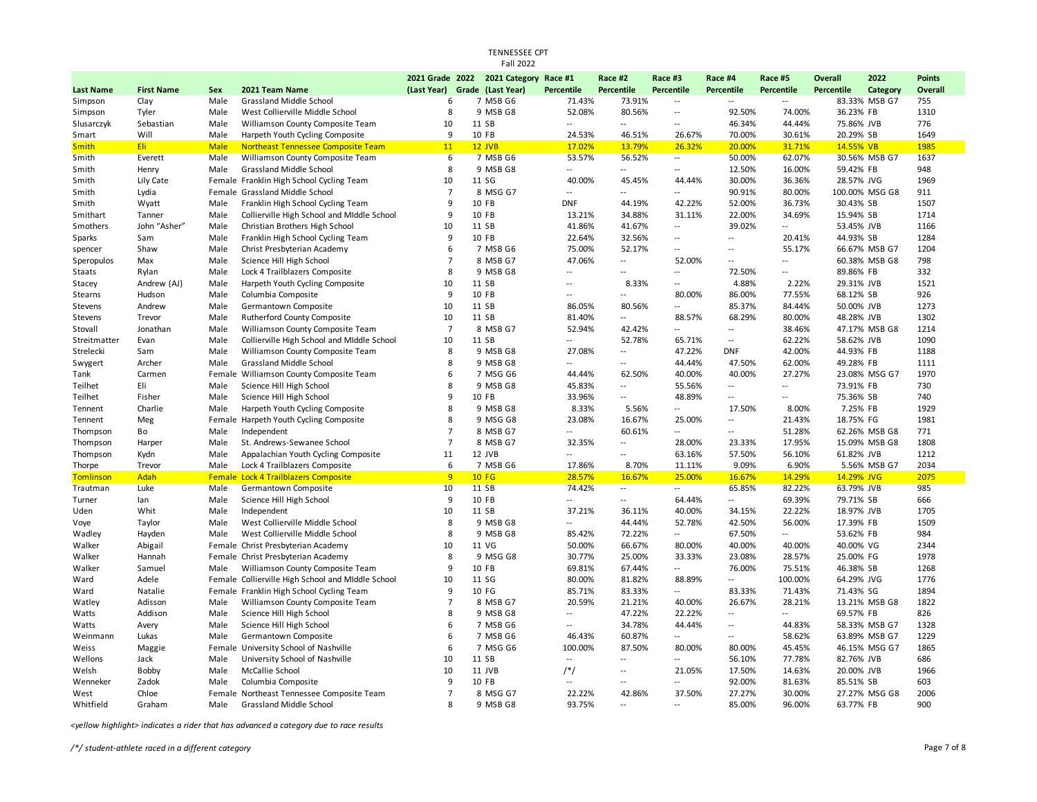# TENNESSEE CPT

## Fall 2022

| Last Name | First Name | Sex | 2021 Team Name | 2021 Grade (Last Year) | 2022 Grade | 2021 Category (Last Year) | Race #1 Percentile | Race #2 Percentile | Race #3 Percentile | Race #4 Percentile | Race #5 Percentile | Overall Percentile | 2022 Category | Points Overall |
|---|---|---|---|---|---|---|---|---|---|---|---|---|---|---|
| Simpson | Clay | Male | Grassland Middle School | 6 | 7 | MSB G6 | 71.43% | 73.91% | -- | -- | -- | 83.33% | MSB G7 | 755 |
| Simpson | Tyler | Male | West Collierville Middle School | 8 | 9 | MSB G8 | 52.08% | 80.56% | -- | 92.50% | 74.00% | 36.23% | FB | 1310 |
| Slusarczyk | Sebastian | Male | Williamson County Composite Team | 10 | 11 | SB | -- | -- | -- | 46.34% | 44.44% | 75.86% | JVB | 776 |
| Smart | Will | Male | Harpeth Youth Cycling Composite | 9 | 10 | FB | 24.53% | 46.51% | 26.67% | 70.00% | 30.61% | 20.29% | SB | 1649 |
| Smith | Eli | Male | Northeast Tennessee Composite Team | 11 | 12 | JVB | 17.02% | 13.79% | 26.32% | 20.00% | 31.71% | 14.55% | VB | 1985 |
| Smith | Everett | Male | Williamson County Composite Team | 6 | 7 | MSB G6 | 53.57% | 56.52% | -- | 50.00% | 62.07% | 30.56% | MSB G7 | 1637 |
| Smith | Henry | Male | Grassland Middle School | 8 | 9 | MSB G8 | -- | -- | -- | 12.50% | 16.00% | 59.42% | FB | 948 |
| Smith | Lily Cate | Female | Franklin High School Cycling Team | 10 | 11 | SG | 40.00% | 45.45% | 44.44% | 30.00% | 36.36% | 28.57% | JVG | 1969 |
| Smith | Lydia | Female | Grassland Middle School | 7 | 8 | MSG G7 | -- | -- | -- | 90.91% | 80.00% | 100.00% | MSG G8 | 911 |
| Smith | Wyatt | Male | Franklin High School Cycling Team | 9 | 10 | FB | DNF | 44.19% | 42.22% | 52.00% | 36.73% | 30.43% | SB | 1507 |
| Smithart | Tanner | Male | Collierville High School and MIddle School | 9 | 10 | FB | 13.21% | 34.88% | 31.11% | 22.00% | 34.69% | 15.94% | SB | 1714 |
| Smothers | John "Asher" | Male | Christian Brothers High School | 10 | 11 | SB | 41.86% | 41.67% | -- | 39.02% | -- | 53.45% | JVB | 1166 |
| Sparks | Sam | Male | Franklin High School Cycling Team | 9 | 10 | FB | 22.64% | 32.56% | -- | -- | 20.41% | 44.93% | SB | 1284 |
| spencer | Shaw | Male | Christ Presbyterian Academy | 6 | 7 | MSB G6 | 75.00% | 52.17% | -- | -- | 55.17% | 66.67% | MSB G7 | 1204 |
| Speropulos | Max | Male | Science Hill High School | 7 | 8 | MSB G7 | 47.06% | -- | 52.00% | -- | -- | 60.38% | MSB G8 | 798 |
| Staats | Rylan | Male | Lock 4 Trailblazers Composite | 8 | 9 | MSB G8 | -- | -- | -- | 72.50% | -- | 89.86% | FB | 332 |
| Stacey | Andrew (AJ) | Male | Harpeth Youth Cycling Composite | 10 | 11 | SB | -- | 8.33% | -- | 4.88% | 2.22% | 29.31% | JVB | 1521 |
| Stearns | Hudson | Male | Columbia Composite | 9 | 10 | FB | -- | -- | 80.00% | 86.00% | 77.55% | 68.12% | SB | 926 |
| Stevens | Andrew | Male | Germantown Composite | 10 | 11 | SB | 86.05% | 80.56% | -- | 85.37% | 84.44% | 50.00% | JVB | 1273 |
| Stevens | Trevor | Male | Rutherford County Composite | 10 | 11 | SB | 81.40% | -- | 88.57% | 68.29% | 80.00% | 48.28% | JVB | 1302 |
| Stovall | Jonathan | Male | Williamson County Composite Team | 7 | 8 | MSB G7 | 52.94% | 42.42% | -- | -- | 38.46% | 47.17% | MSB G8 | 1214 |
| Streitmatter | Evan | Male | Collierville High School and MIddle School | 10 | 11 | SB | -- | 52.78% | 65.71% | -- | 62.22% | 58.62% | JVB | 1090 |
| Strelecki | Sam | Male | Williamson County Composite Team | 8 | 9 | MSB G8 | 27.08% | -- | 47.22% | DNF | 42.00% | 44.93% | FB | 1188 |
| Swygert | Archer | Male | Grassland Middle School | 8 | 9 | MSB G8 | -- | -- | 44.44% | 47.50% | 62.00% | 49.28% | FB | 1111 |
| Tank | Carmen | Female | Williamson County Composite Team | 6 | 7 | MSG G6 | 44.44% | 62.50% | 40.00% | 40.00% | 27.27% | 23.08% | MSG G7 | 1970 |
| Teilhet | Eli | Male | Science Hill High School | 8 | 9 | MSB G8 | 45.83% | -- | 55.56% | -- | -- | 73.91% | FB | 730 |
| Teilhet | Fisher | Male | Science Hill High School | 9 | 10 | FB | 33.96% | -- | 48.89% | -- | -- | 75.36% | SB | 740 |
| Tennent | Charlie | Male | Harpeth Youth Cycling Composite | 8 | 9 | MSB G8 | 8.33% | 5.56% | -- | 17.50% | 8.00% | 7.25% | FB | 1929 |
| Tennent | Meg | Female | Harpeth Youth Cycling Composite | 8 | 9 | MSG G8 | 23.08% | 16.67% | 25.00% | -- | 21.43% | 18.75% | FG | 1981 |
| Thompson | Bo | Male | Independent | 7 | 8 | MSB G7 | -- | 60.61% | -- | -- | 51.28% | 62.26% | MSB G8 | 771 |
| Thompson | Harper | Male | St. Andrews-Sewanee School | 7 | 8 | MSB G7 | 32.35% | -- | 28.00% | 23.33% | 17.95% | 15.09% | MSB G8 | 1808 |
| Thompson | Kydn | Male | Appalachian Youth Cycling Composite | 11 | 12 | JVB | -- | -- | 63.16% | 57.50% | 56.10% | 61.82% | JVB | 1212 |
| Thorpe | Trevor | Male | Lock 4 Trailblazers Composite | 6 | 7 | MSB G6 | 17.86% | 8.70% | 11.11% | 9.09% | 6.90% | 5.56% | MSB G7 | 2034 |
| Tomlinson | Adah | Female | Lock 4 Trailblazers Composite | 9 | 10 | FG | 28.57% | 16.67% | 25.00% | 16.67% | 14.29% | 14.29% | JVG | 2075 |
| Trautman | Luke | Male | Germantown Composite | 10 | 11 | SB | 74.42% | -- | -- | 65.85% | 82.22% | 63.79% | JVB | 985 |
| Turner | Ian | Male | Science Hill High School | 9 | 10 | FB | -- | -- | 64.44% | -- | 69.39% | 79.71% | SB | 666 |
| Uden | Whit | Male | Independent | 10 | 11 | SB | 37.21% | 36.11% | 40.00% | 34.15% | 22.22% | 18.97% | JVB | 1705 |
| Voye | Taylor | Male | West Collierville Middle School | 8 | 9 | MSB G8 | -- | 44.44% | 52.78% | 42.50% | 56.00% | 17.39% | FB | 1509 |
| Wadley | Hayden | Male | West Collierville Middle School | 8 | 9 | MSB G8 | 85.42% | 72.22% | -- | 67.50% | -- | 53.62% | FB | 984 |
| Walker | Abigail | Female | Christ Presbyterian Academy | 10 | 11 | VG | 50.00% | 66.67% | 80.00% | 40.00% | 40.00% | 40.00% | VG | 2344 |
| Walker | Hannah | Female | Christ Presbyterian Academy | 8 | 9 | MSG G8 | 30.77% | 25.00% | 33.33% | 23.08% | 28.57% | 25.00% | FG | 1978 |
| Walker | Samuel | Male | Williamson County Composite Team | 9 | 10 | FB | 69.81% | 67.44% | -- | 76.00% | 75.51% | 46.38% | SB | 1268 |
| Ward | Adele | Female | Collierville High School and MIddle School | 10 | 11 | SG | 80.00% | 81.82% | 88.89% | -- | 100.00% | 64.29% | JVG | 1776 |
| Ward | Natalie | Female | Franklin High School Cycling Team | 9 | 10 | FG | 85.71% | 83.33% | -- | 83.33% | 71.43% | 71.43% | SG | 1894 |
| Watley | Adisson | Male | Williamson County Composite Team | 7 | 8 | MSB G7 | 20.59% | 21.21% | 40.00% | 26.67% | 28.21% | 13.21% | MSB G8 | 1822 |
| Watts | Addison | Male | Science Hill High School | 8 | 9 | MSB G8 | -- | 47.22% | 22.22% | -- | -- | 69.57% | FB | 826 |
| Watts | Avery | Male | Science Hill High School | 6 | 7 | MSB G6 | -- | 34.78% | 44.44% | -- | 44.83% | 58.33% | MSB G7 | 1328 |
| Weinmann | Lukas | Male | Germantown Composite | 6 | 7 | MSB G6 | 46.43% | 60.87% | -- | -- | 58.62% | 63.89% | MSB G7 | 1229 |
| Weiss | Maggie | Female | University School of Nashville | 6 | 7 | MSG G6 | 100.00% | 87.50% | 80.00% | 80.00% | 45.45% | 46.15% | MSG G7 | 1865 |
| Wellons | Jack | Male | University School of Nashville | 10 | 11 | SB | -- | -- | -- | 56.10% | 77.78% | 82.76% | JVB | 686 |
| Welsh | Bobby | Male | McCallie School | 10 | 11 | JVB | /*/ | -- | 21.05% | 17.50% | 14.63% | 20.00% | JVB | 1966 |
| Wenneker | Zadok | Male | Columbia Composite | 9 | 10 | FB | -- | -- | -- | 92.00% | 81.63% | 85.51% | SB | 603 |
| West | Chloe | Female | Northeast Tennessee Composite Team | 7 | 8 | MSG G7 | 22.22% | 42.86% | 37.50% | 27.27% | 30.00% | 27.27% | MSG G8 | 2006 |
| Whitfield | Graham | Male | Grassland Middle School | 8 | 9 | MSB G8 | 93.75% | -- | -- | 85.00% | 96.00% | 63.77% | FB | 900 |

*<yellow highlight> indicates a rider that has advanced a category due to race results*

*/*/ student-athlete raced in a different category*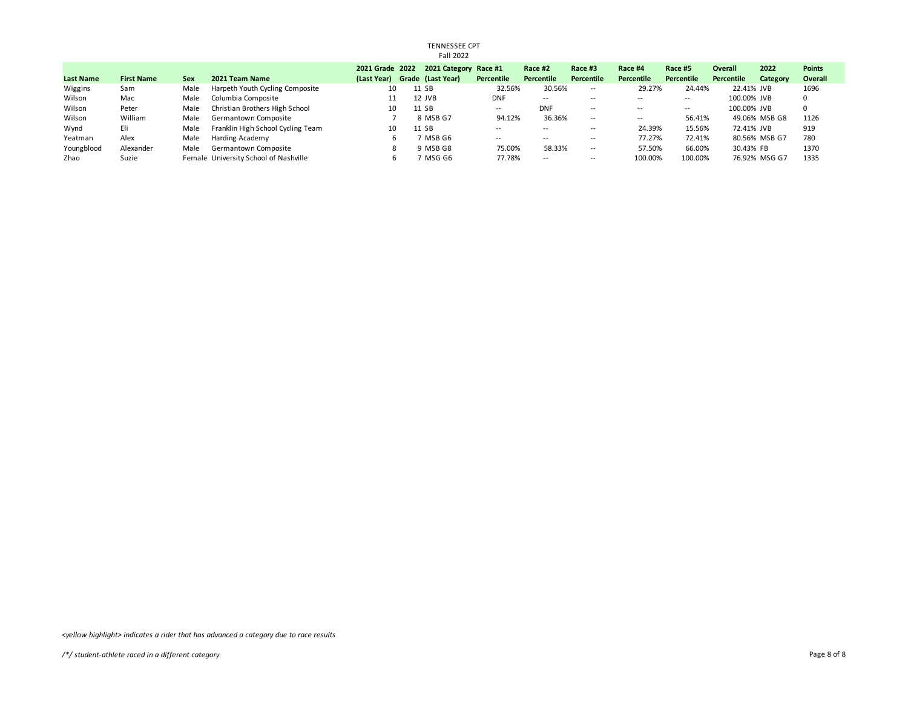TENNESSEE CPT
Fall 2022

| Last Name | First Name | Sex | 2021 Team Name | 2021 Grade (Last Year) | 2022 Grade | 2021 Category (Last Year) | Race #1 Percentile | Race #2 Percentile | Race #3 Percentile | Race #4 Percentile | Race #5 Percentile | Overall Percentile | 2022 Category | Points Overall |
|---|---|---|---|---|---|---|---|---|---|---|---|---|---|---|
| Wiggins | Sam | Male | Harpeth Youth Cycling Composite | 10 | 11 | SB | 32.56% | 30.56% | -- | 29.27% | 24.44% | 22.41% | JVB | 1696 |
| Wilson | Mac | Male | Columbia Composite | 11 | 12 | JVB | DNF | -- | -- | -- | -- | 100.00% | JVB | 0 |
| Wilson | Peter | Male | Christian Brothers High School | 10 | 11 | SB | -- | DNF | -- | -- | -- | 100.00% | JVB | 0 |
| Wilson | William | Male | Germantown Composite | 7 | 8 | MSB G7 | 94.12% | 36.36% | -- | -- | 56.41% | 49.06% | MSB G8 | 1126 |
| Wynd | Eli | Male | Franklin High School Cycling Team | 10 | 11 | SB | -- | -- | -- | 24.39% | 15.56% | 72.41% | JVB | 919 |
| Yeatman | Alex | Male | Harding Academy | 6 | 7 | MSB G6 | -- | -- | -- | 77.27% | 72.41% | 80.56% | MSB G7 | 780 |
| Youngblood | Alexander | Male | Germantown Composite | 8 | 9 | MSB G8 | 75.00% | 58.33% | -- | 57.50% | 66.00% | 30.43% | FB | 1370 |
| Zhao | Suzie | Female | University School of Nashville | 6 | 7 | MSG G6 | 77.78% | -- | -- | 100.00% | 100.00% | 76.92% | MSG G7 | 1335 |

*<yellow highlight> indicates a rider that has advanced a category due to race results*

*/*/ student-athlete raced in a different category*